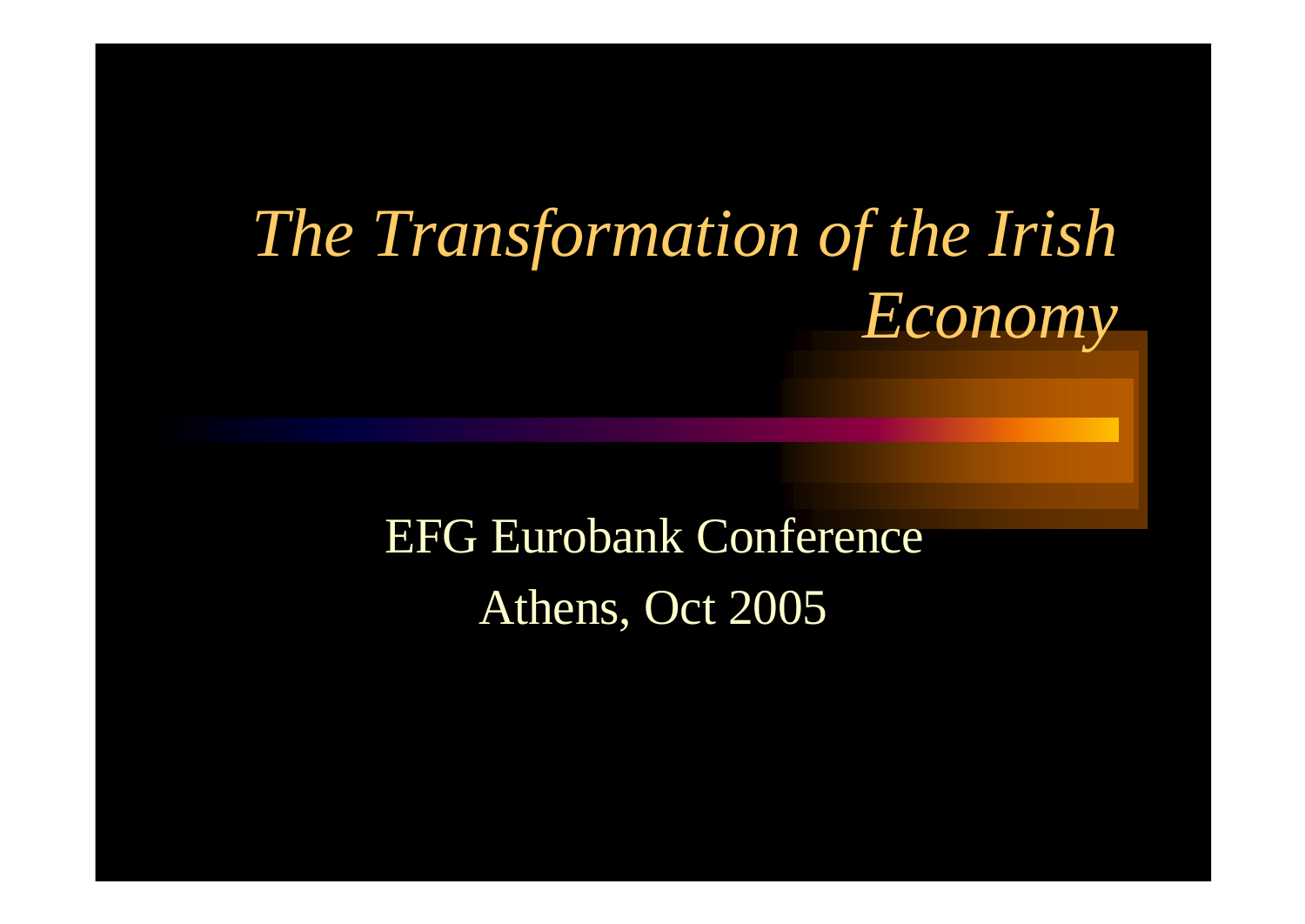# *The Transformation of the Irish Economy*

EFG Eurobank Conference

Athens, Oct 2005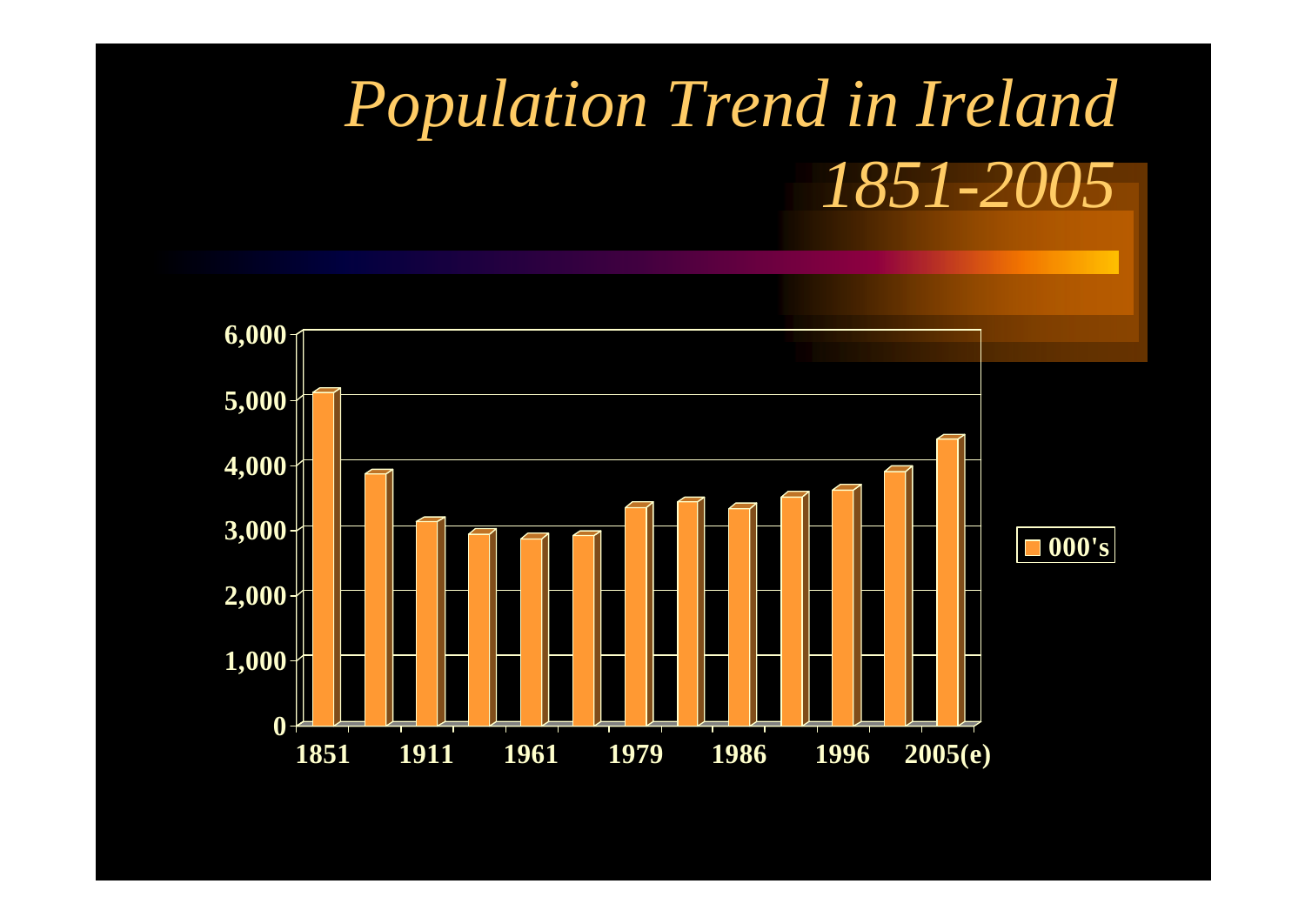# *Population Trend in Ireland 1851-2005*

| Year | 000's |
|---|---|
| 1851 | 5,000+ |
| | |
| 1911 | |
| | |
| 1961 | |
| | |
| 1979 | |
| | |
| 1986 | |
| | |
| 1996 | |
| | |
| 2005(e) | |

Y-axis: 0, 1,000, 2,000, 3,000, 4,000, 5,000, 6,000

X-axis: 1851, 1911, 1961, 1979, 1986, 1996, 2005(e)

Legend: 000's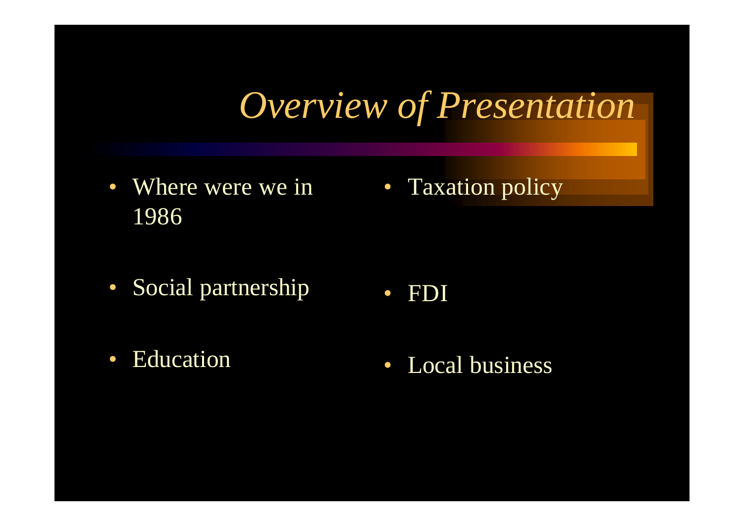# *Overview of Presentation*

- Where were we in 1986
- Social partnership
- Education
- Taxation policy
- FDI
- Local business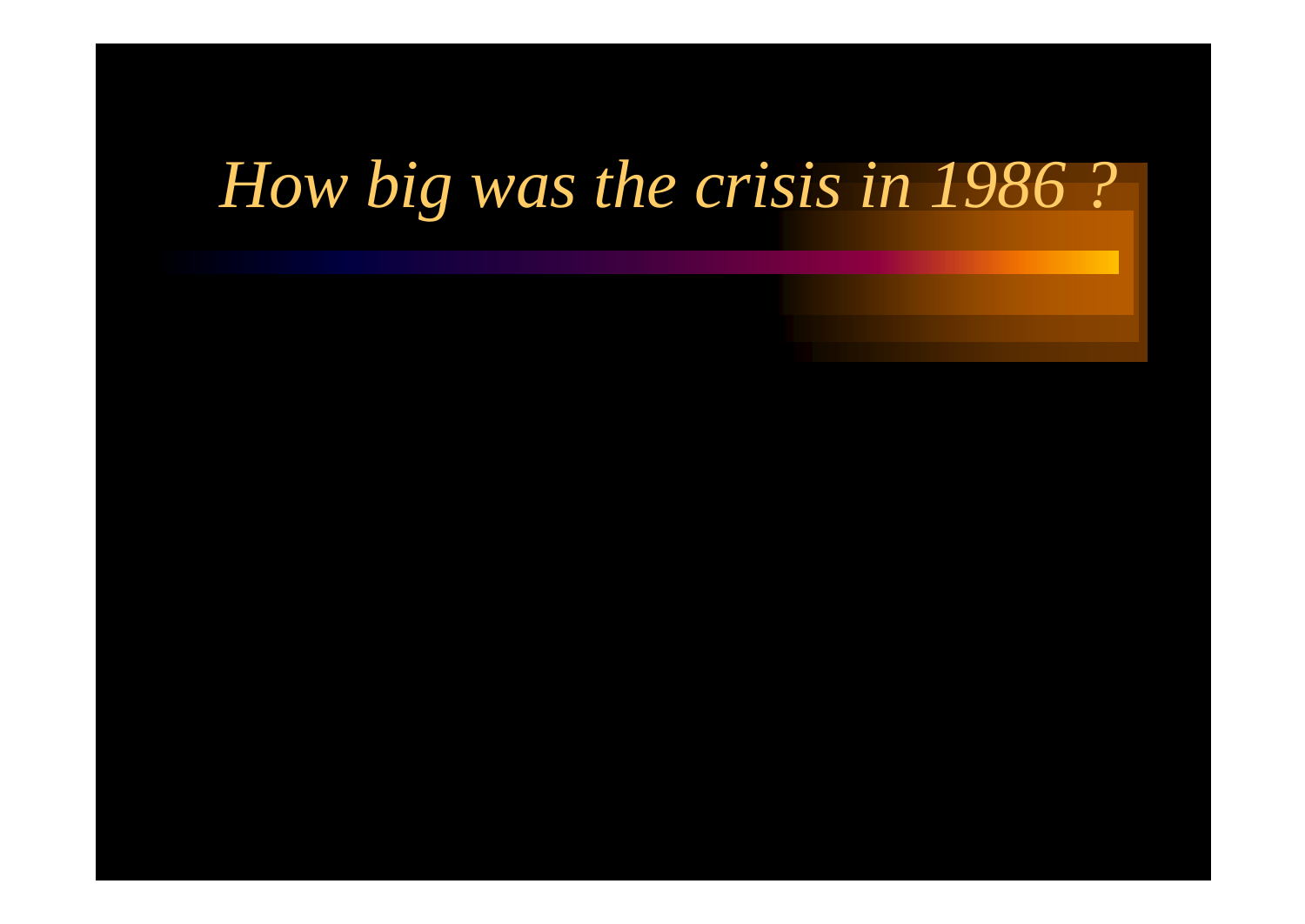# *How big was the crisis in 1986 ?*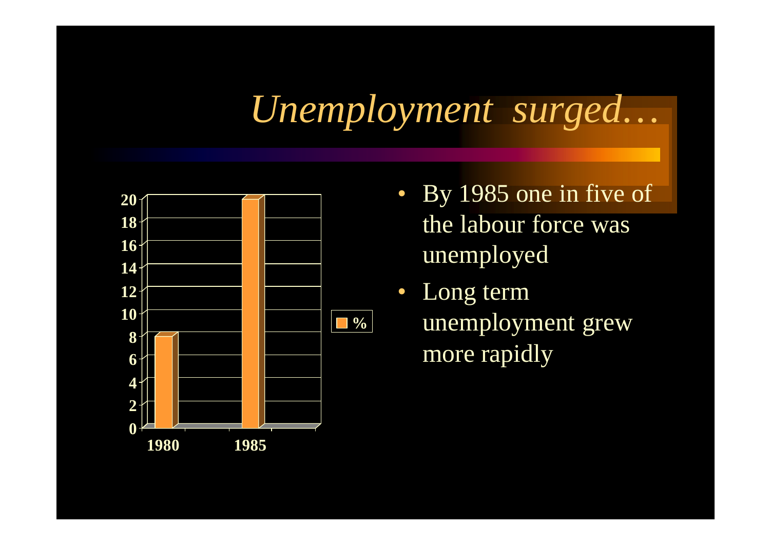# *Unemployment surged…*

| | % |
|---|---|
| 1980 | 8 |
| 1985 | 20 |

- By 1985 one in five of the labour force was unemployed
- Long term unemployment grew more rapidly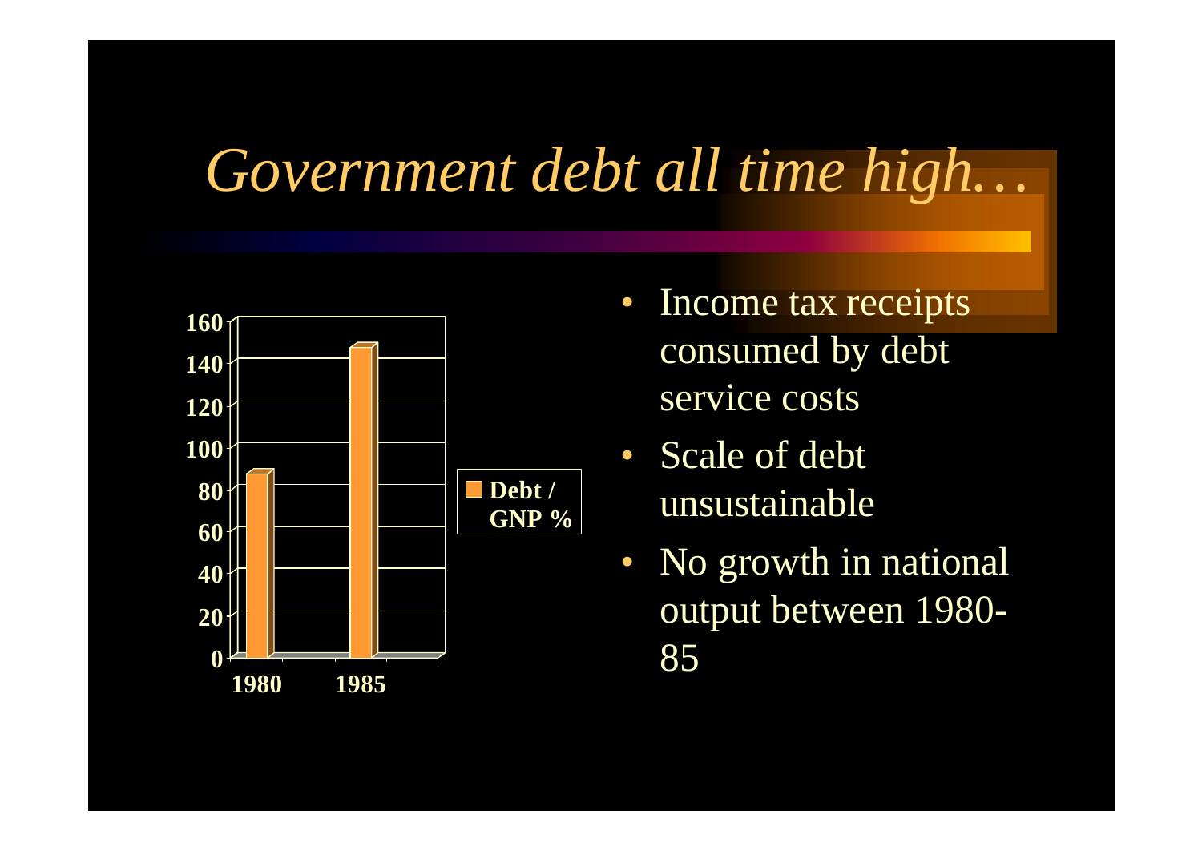# *Government debt all time high…*

- Income tax receipts consumed by debt service costs
- Scale of debt unsustainable
- No growth in national output between 1980-85

| Year | Debt / GNP % |
| --- | --- |
| 1980 | 87 |
| 1985 | 147 |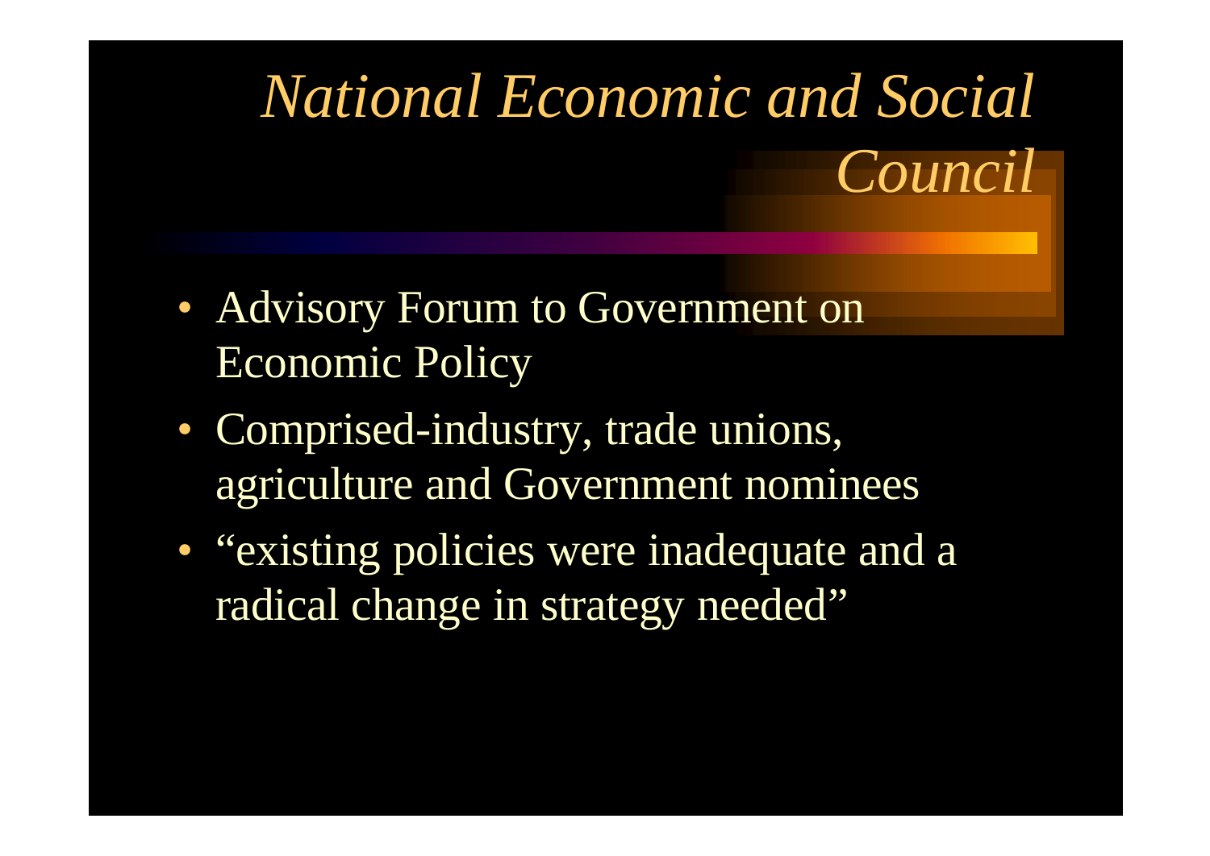# *National Economic and Social Council*

- Advisory Forum to Government on Economic Policy
- Comprised-industry, trade unions, agriculture and Government nominees
- "existing policies were inadequate and a radical change in strategy needed"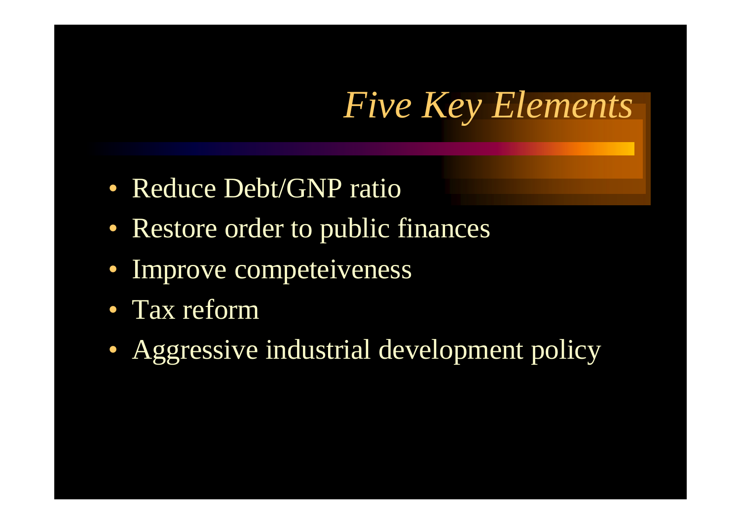# *Five Key Elements*

- Reduce Debt/GNP ratio
- Restore order to public finances
- Improve competeiveness
- Tax reform
- Aggressive industrial development policy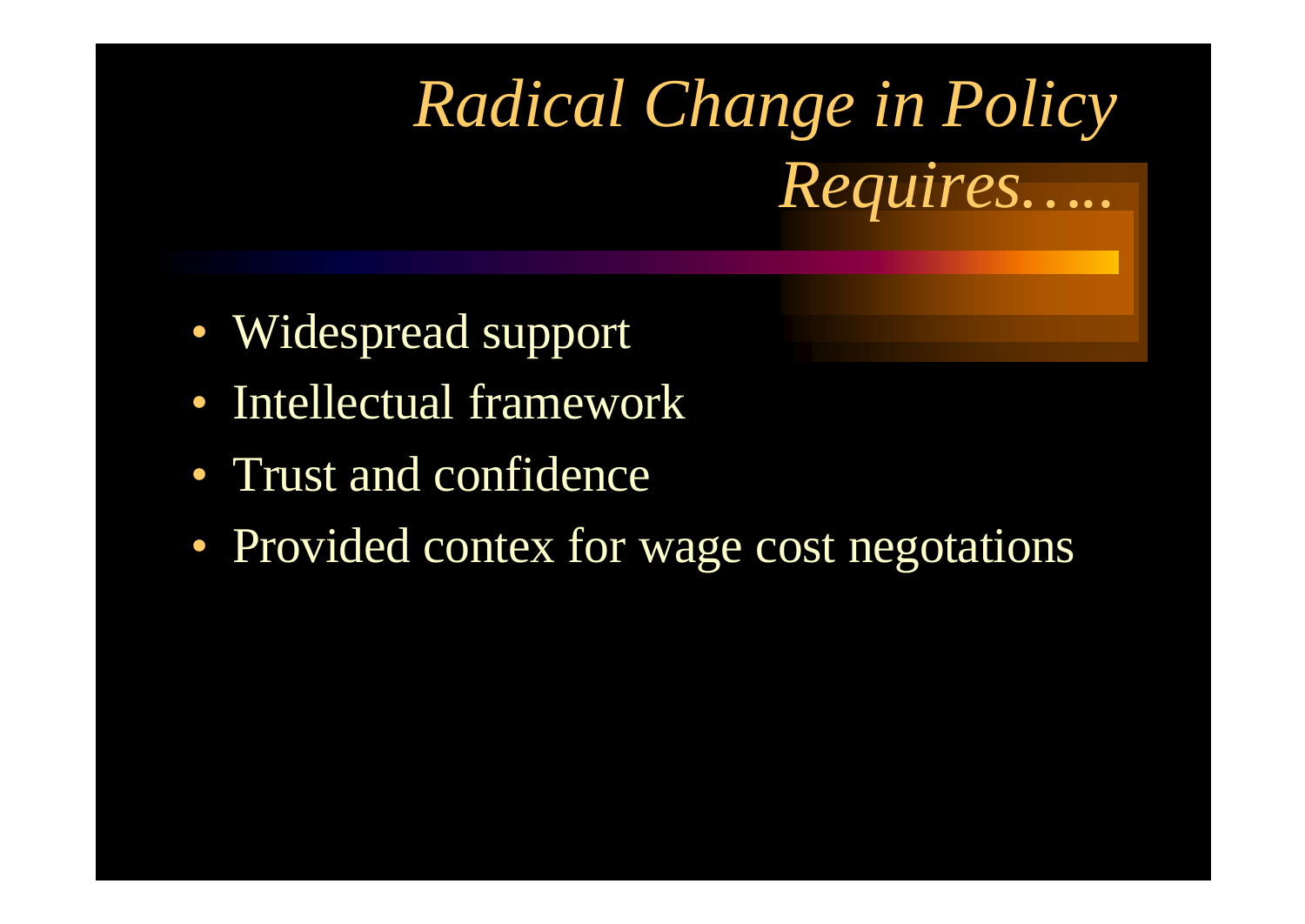# *Radical Change in Policy Requires…..*

- Widespread support
- Intellectual framework
- Trust and confidence
- Provided contex for wage cost negotations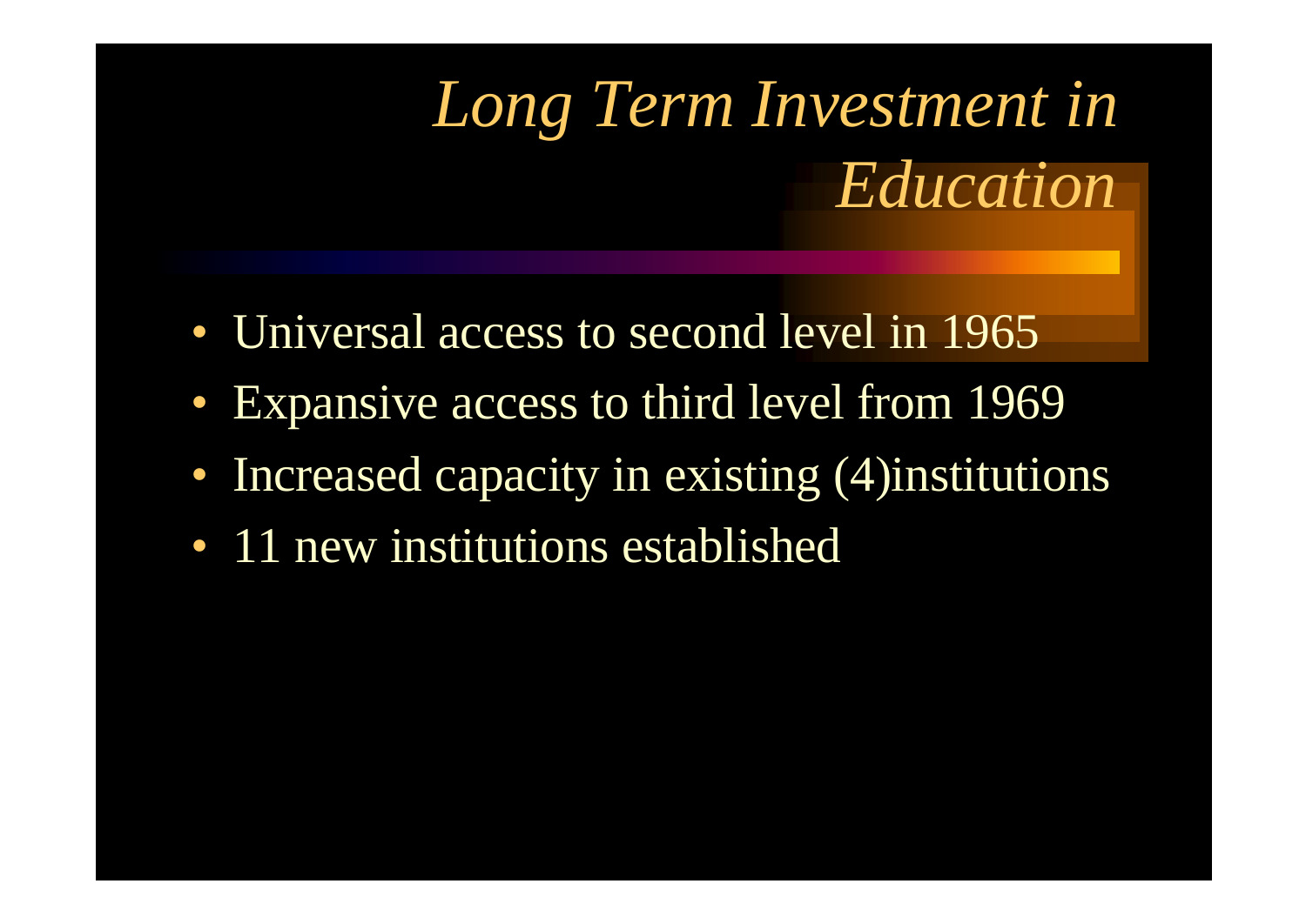# *Long Term Investment in Education*

- Universal access to second level in 1965
- Expansive access to third level from 1969
- Increased capacity in existing (4)institutions
- 11 new institutions established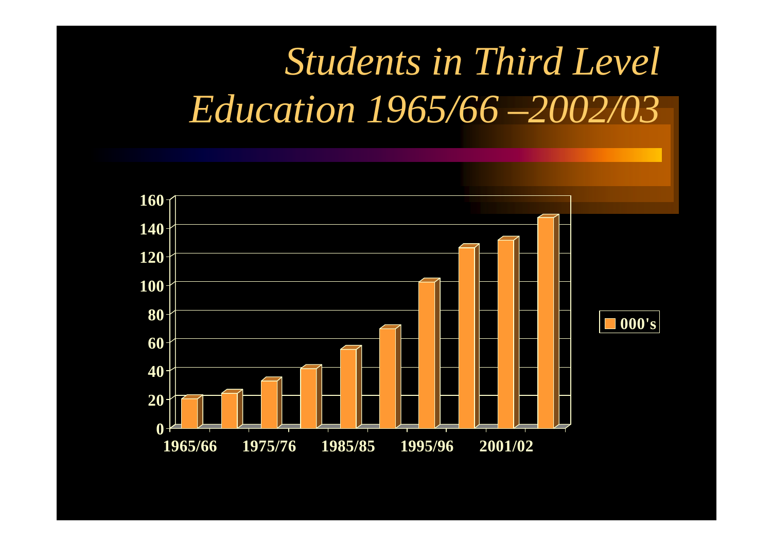# *Students in Third Level Education 1965/66 –2002/03*

| | 000's |
|---|---|
| 1965/66 | 20 |
| | 24 |
| 1975/76 | 32 |
| | 41 |
| 1985/85 | 55 |
| | 69 |
| 1995/96 | 102 |
| | 126 |
| 2001/02 | 131 |
| | 147 |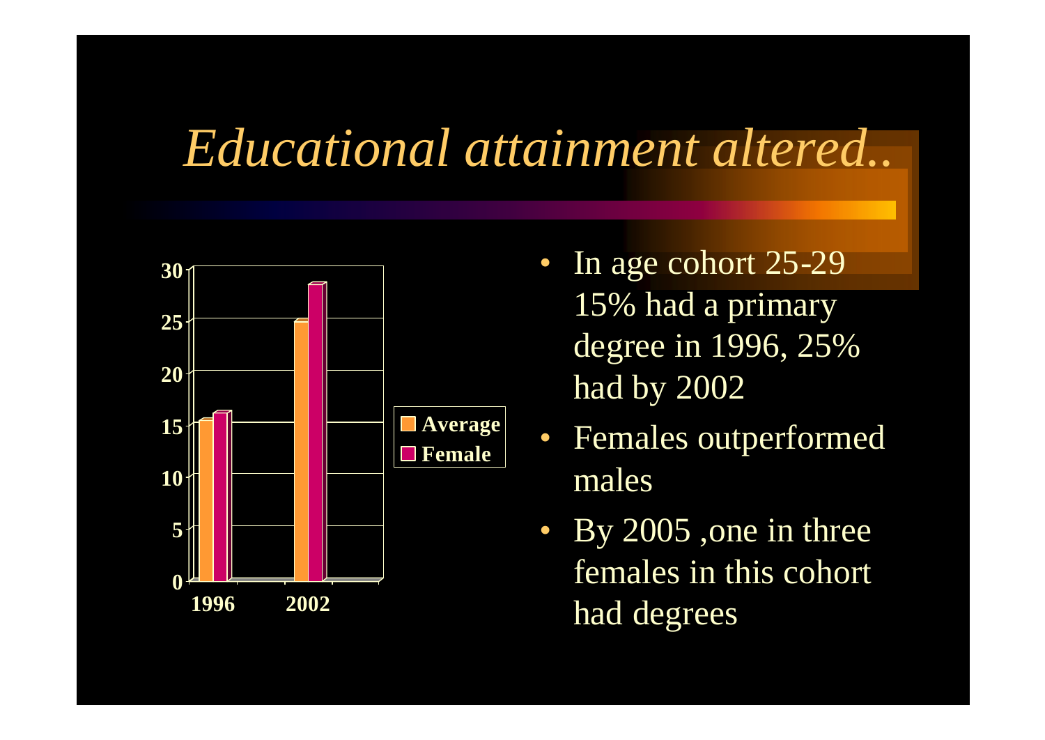# *Educational attainment altered..*

| | Average | Female |
|---|---|---|
| 1996 | 15.5 | 16 |
| 2002 | 25 | 28.5 |

- In age cohort 25-29 15% had a primary degree in 1996, 25% had by 2002
- Females outperformed males
- By 2005 ,one in three females in this cohort had degrees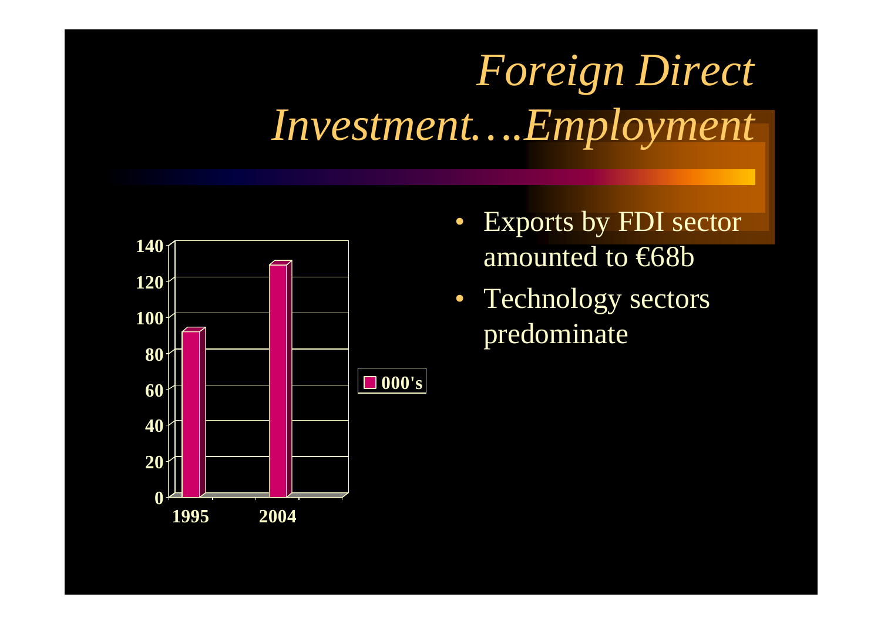# *Foreign Direct Investment….Employment*

| | 000's |
|---|---|
| 1995 | ~91 |
| 2004 | ~128 |

- Exports by FDI sector amounted to €68b
- Technology sectors predominate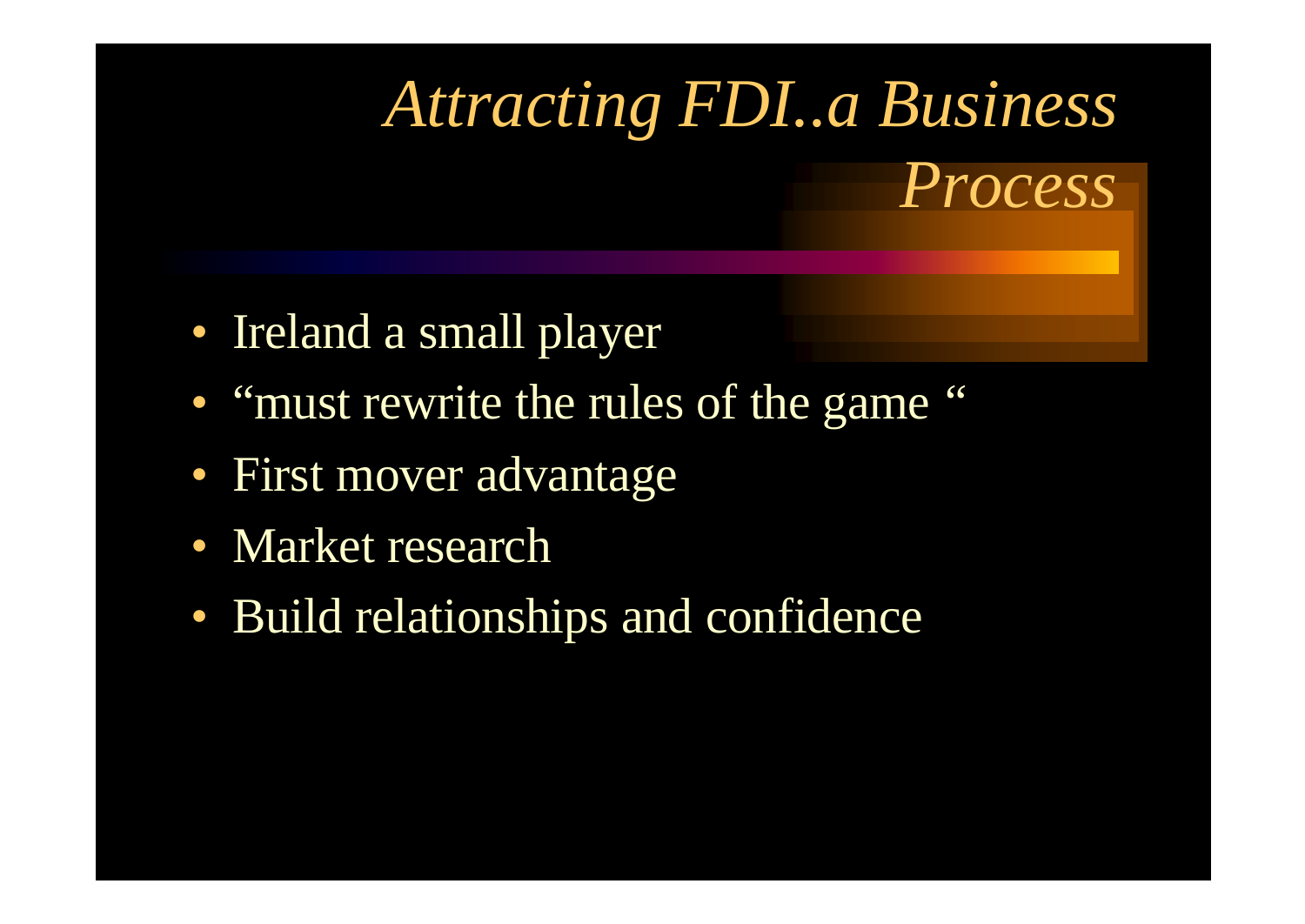# *Attracting FDI..a Business Process*

- Ireland a small player
- "must rewrite the rules of the game "
- First mover advantage
- Market research
- Build relationships and confidence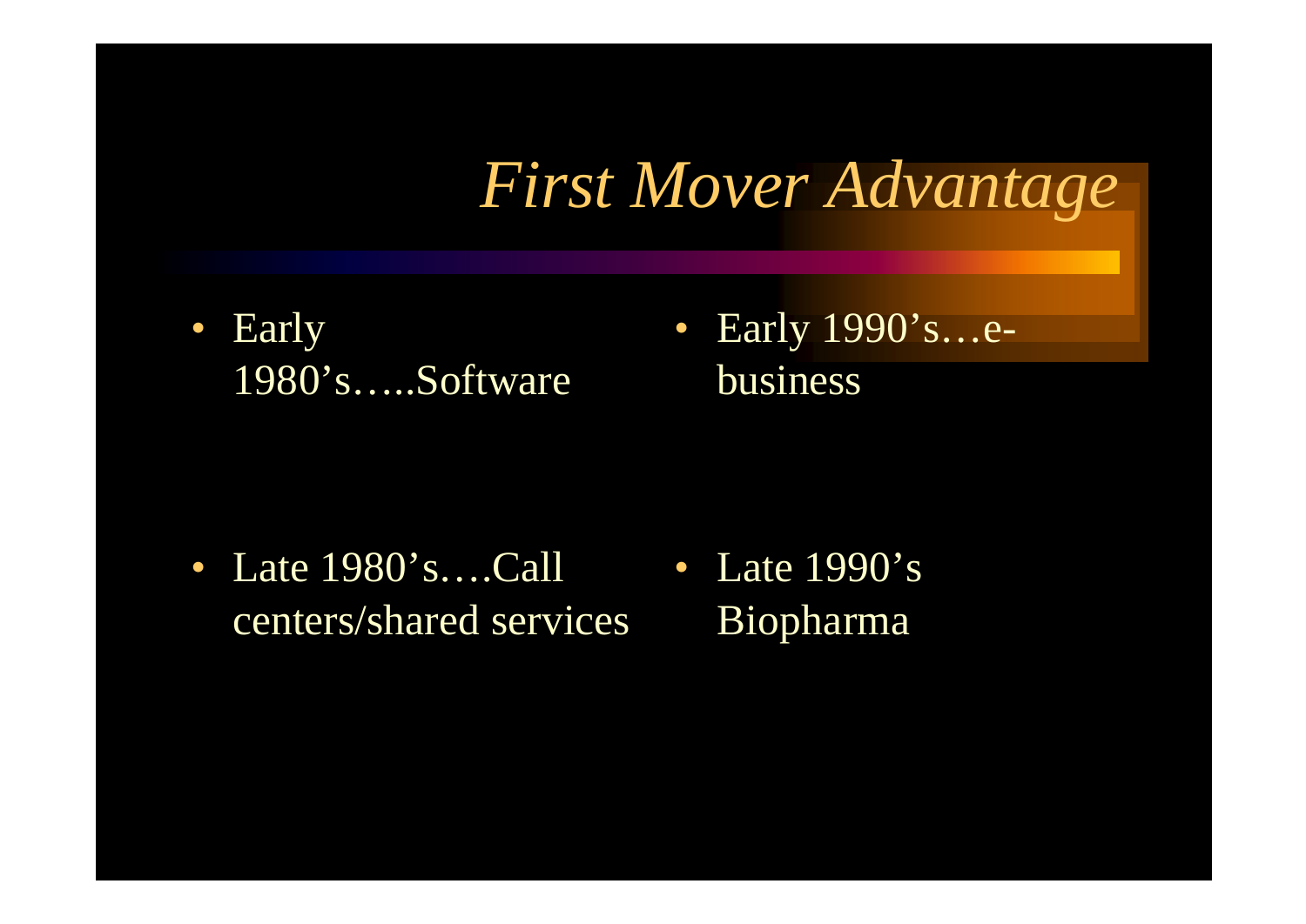# *First Mover Advantage*

- Early 1980's…..Software
- Late 1980's….Call centers/shared services
- Early 1990's…e-business
- Late 1990's Biopharma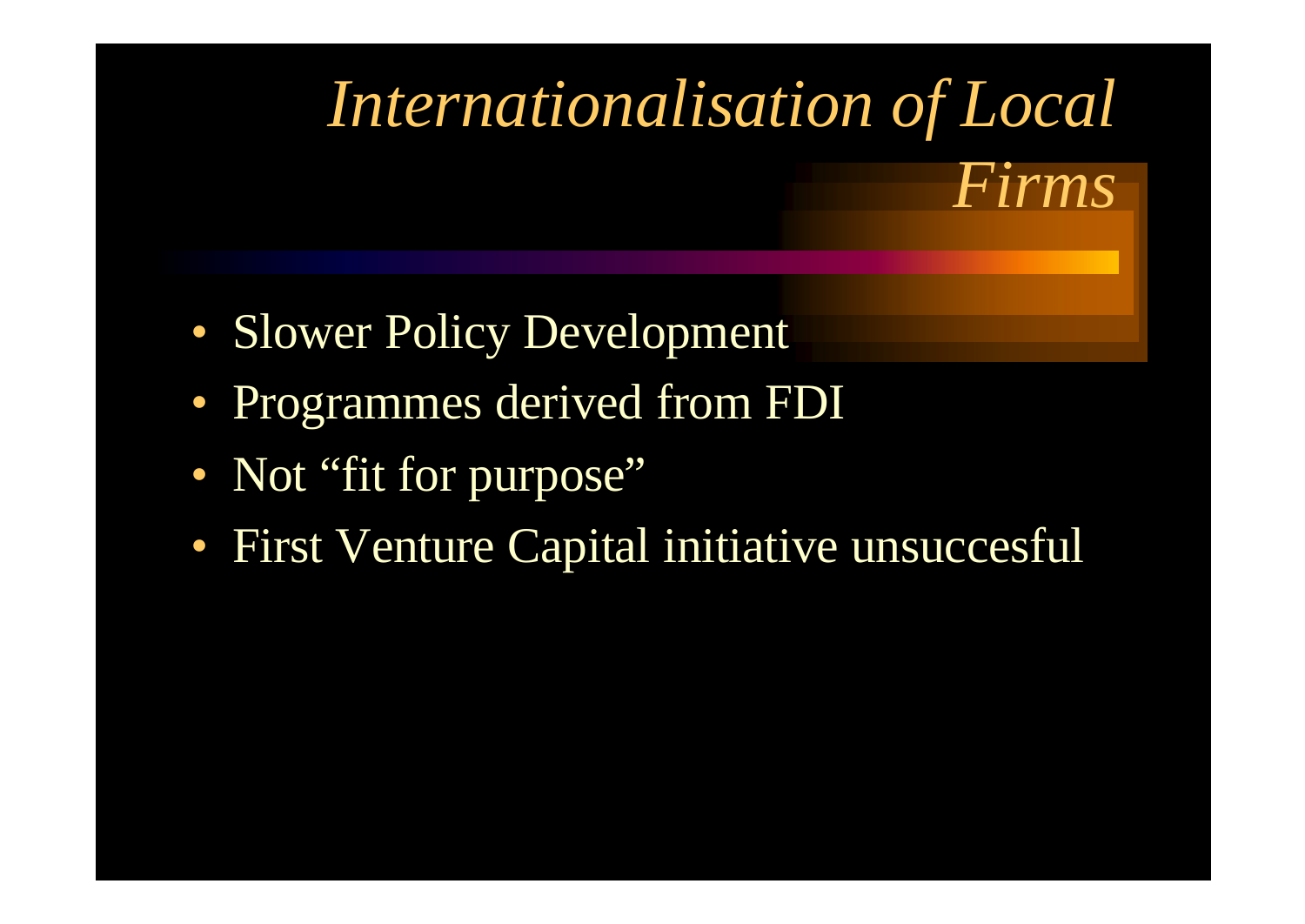# *Internationalisation of Local Firms*

- Slower Policy Development
- Programmes derived from FDI
- Not “fit for purpose”
- First Venture Capital initiative unsuccesful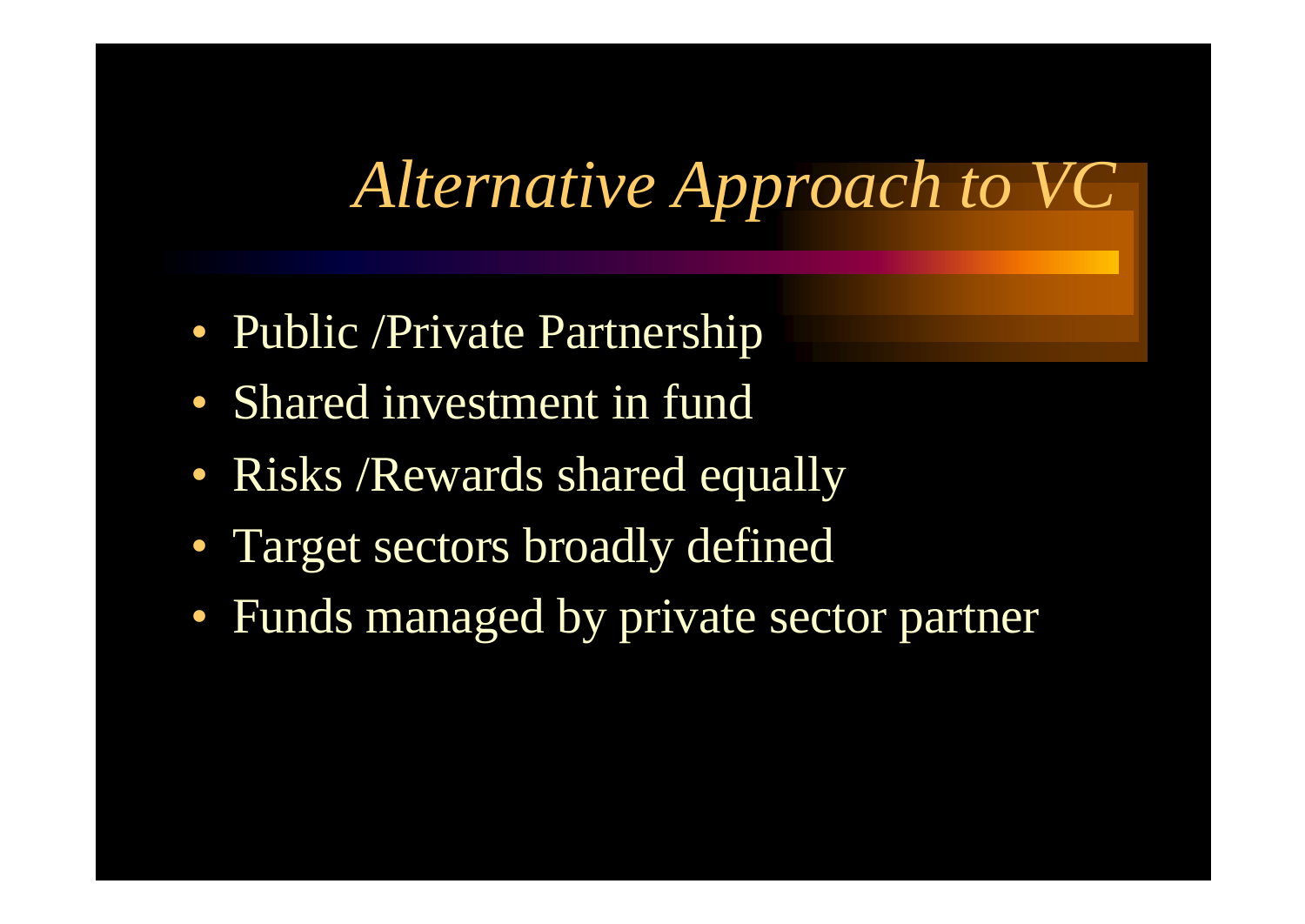# *Alternative Approach to VC*

- Public /Private Partnership
- Shared investment in fund
- Risks /Rewards shared equally
- Target sectors broadly defined
- Funds managed by private sector partner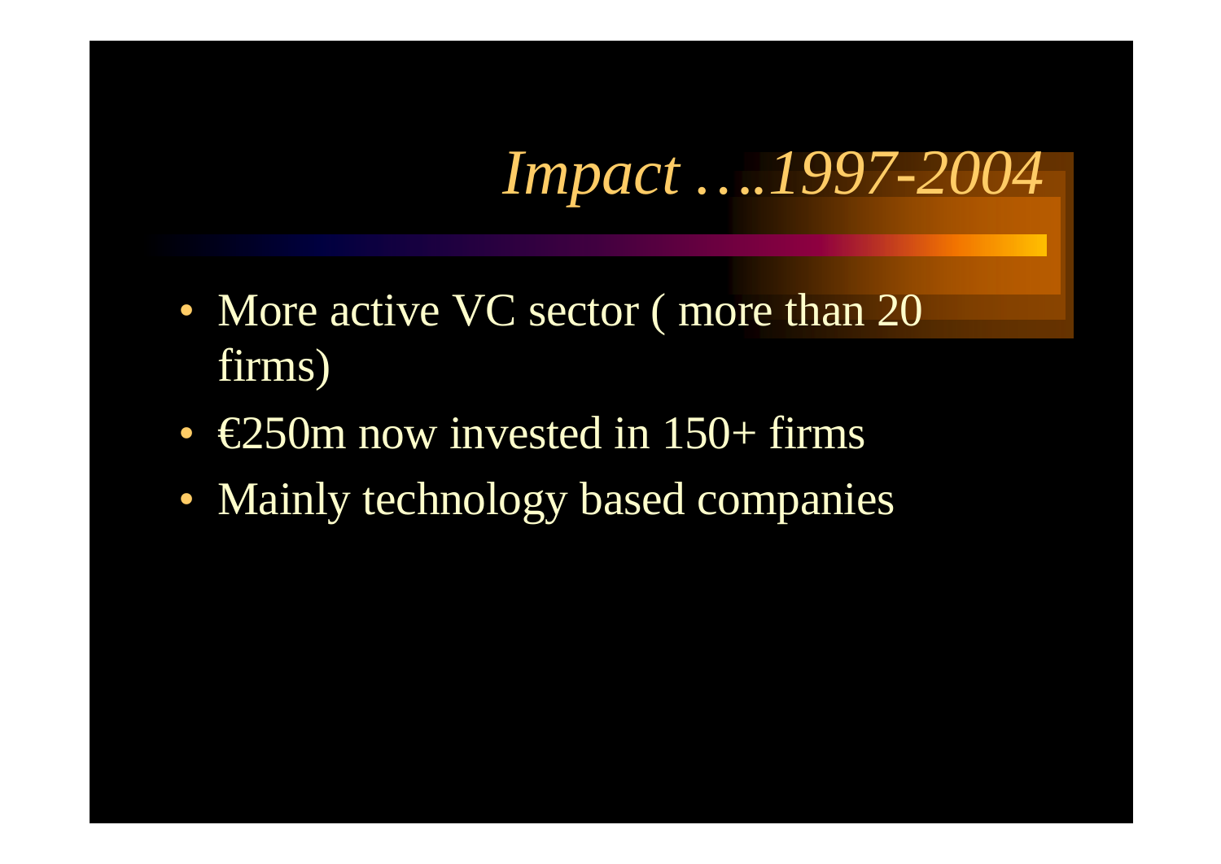# *Impact ….1997-2004*

- More active VC sector ( more than 20 firms)
- €250m now invested in 150+ firms
- Mainly technology based companies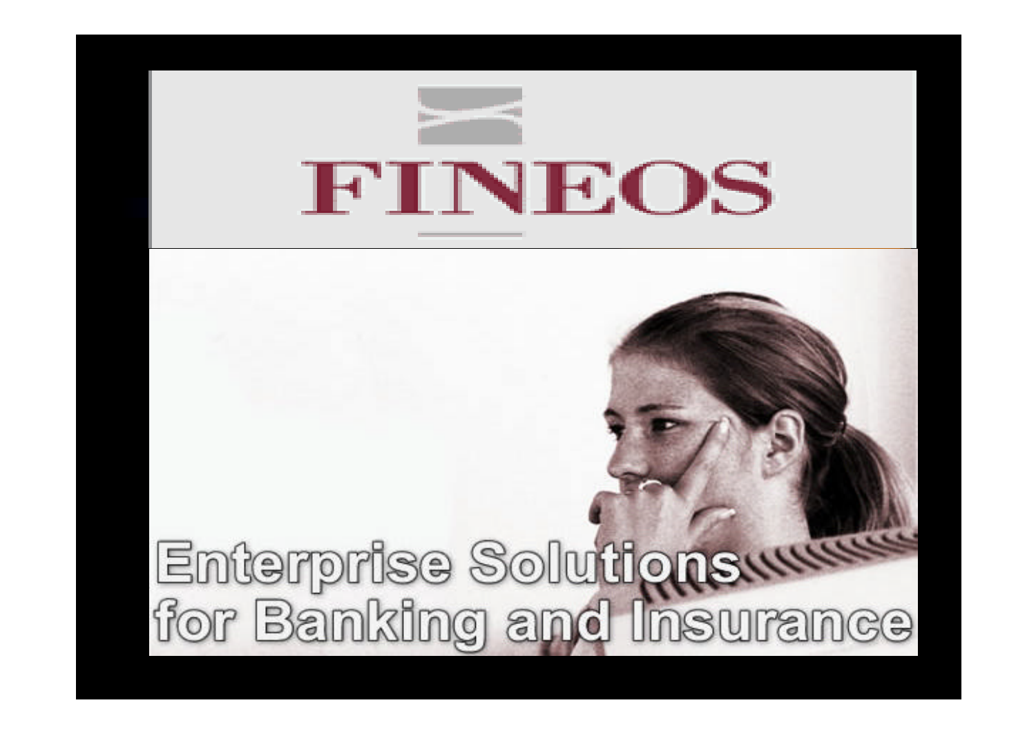# FINEOS

Enterprise Solutions for Banking and Insurance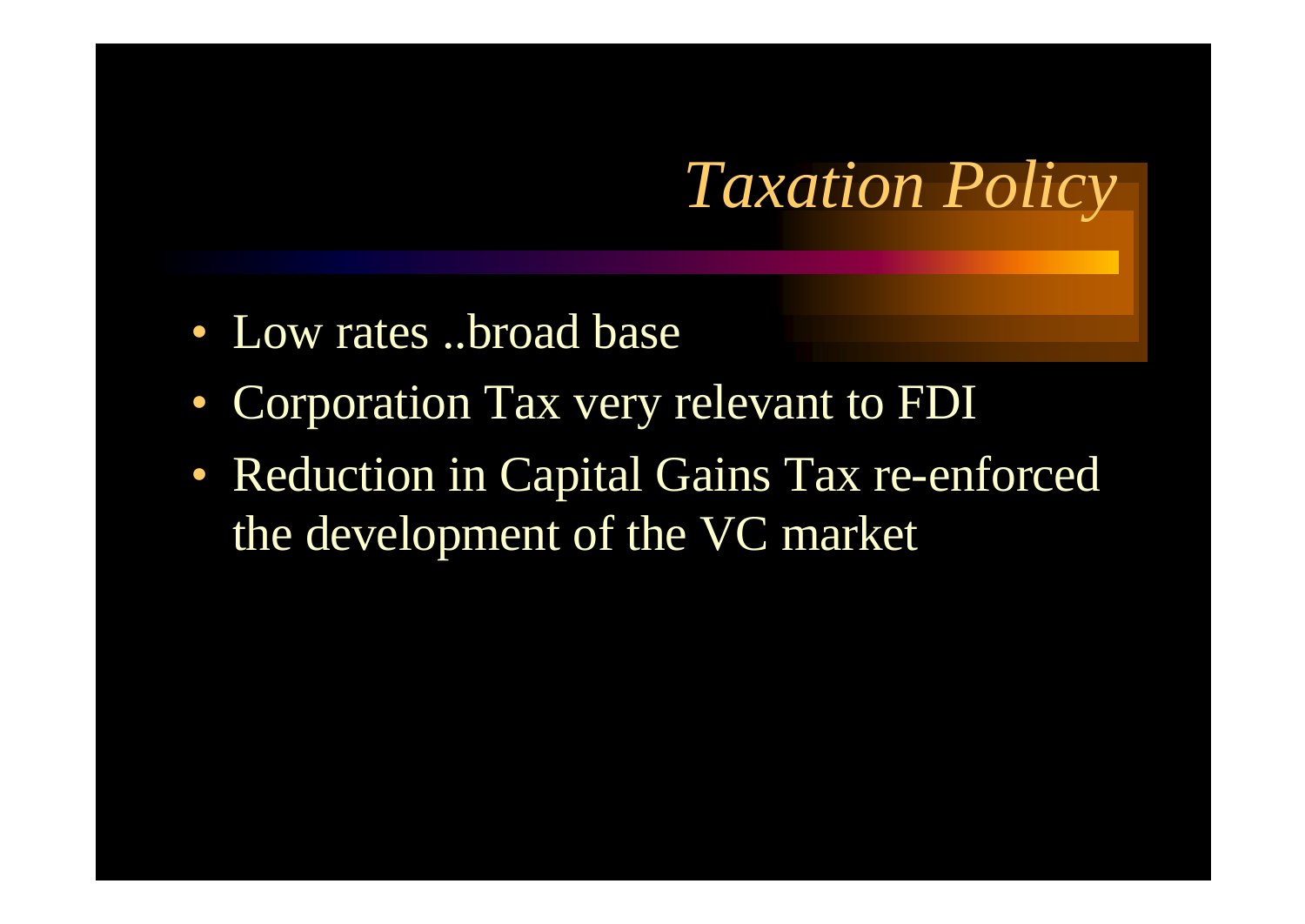# *Taxation Policy*

- Low rates ..broad base
- Corporation Tax very relevant to FDI
- Reduction in Capital Gains Tax re-enforced the development of the VC market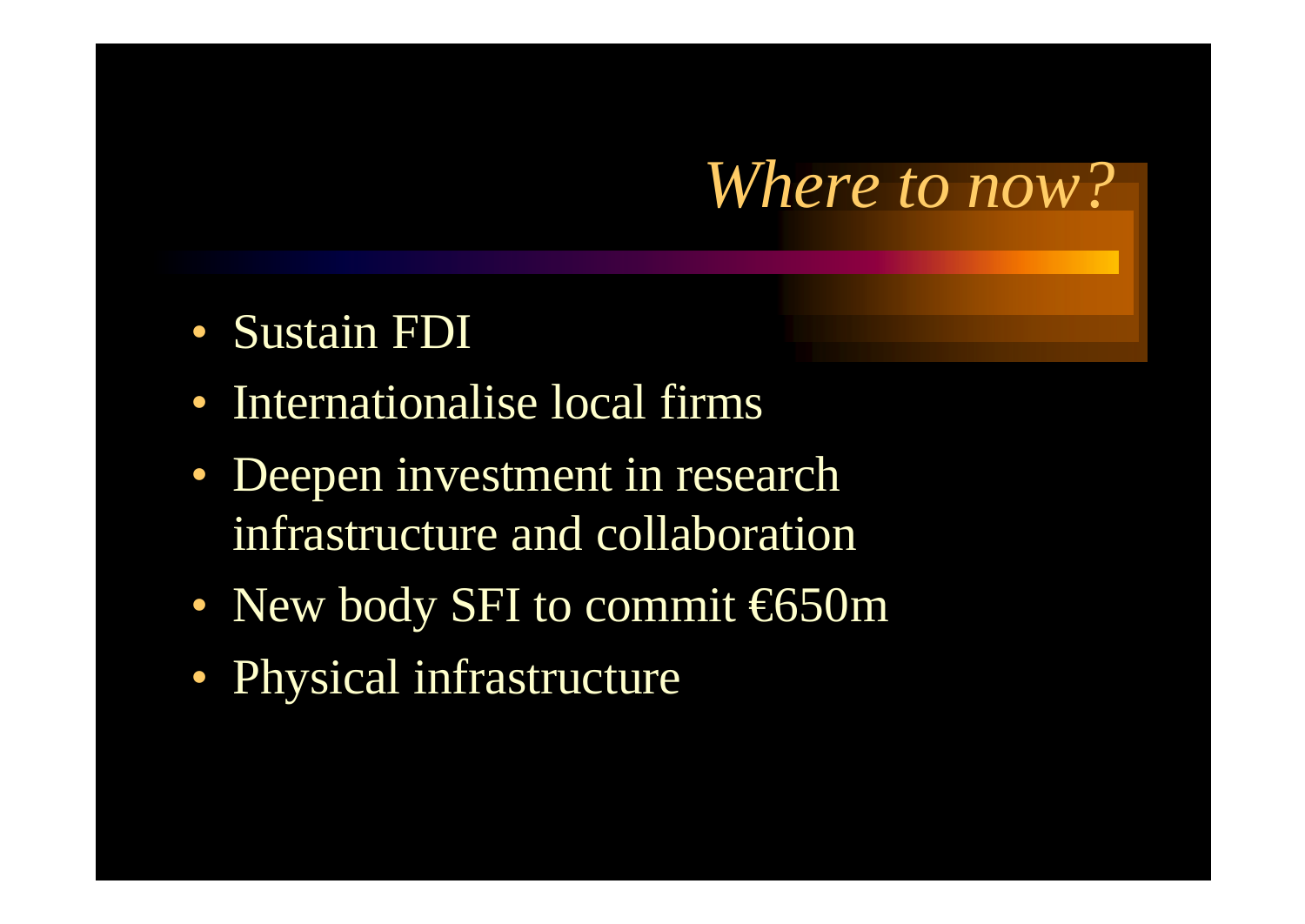# *Where to now?*

- Sustain FDI
- Internationalise local firms
- Deepen investment in research infrastructure and collaboration
- New body SFI to commit €650m
- Physical infrastructure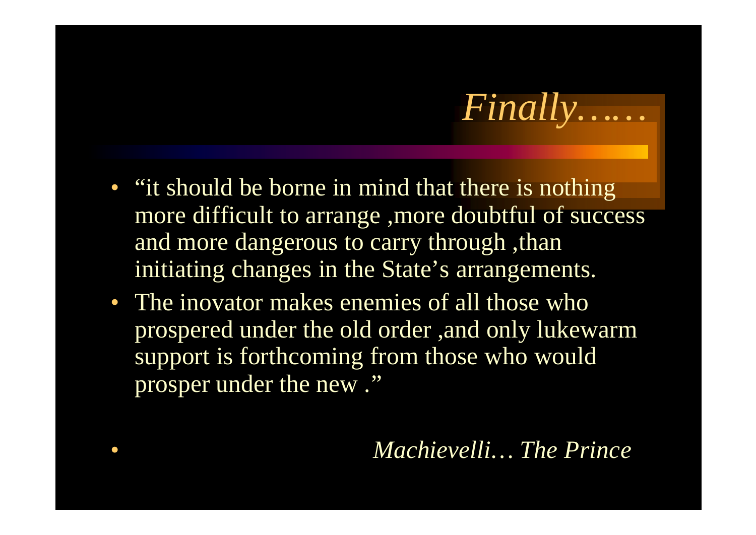# *Finally……*

- "it should be borne in mind that there is nothing more difficult to arrange ,more doubtful of success and more dangerous to carry through ,than initiating changes in the State's arrangements.
- The inovator makes enemies of all those who prospered under the old order ,and only lukewarm support is forthcoming from those who would prosper under the new ."
- *Machievelli… The Prince*